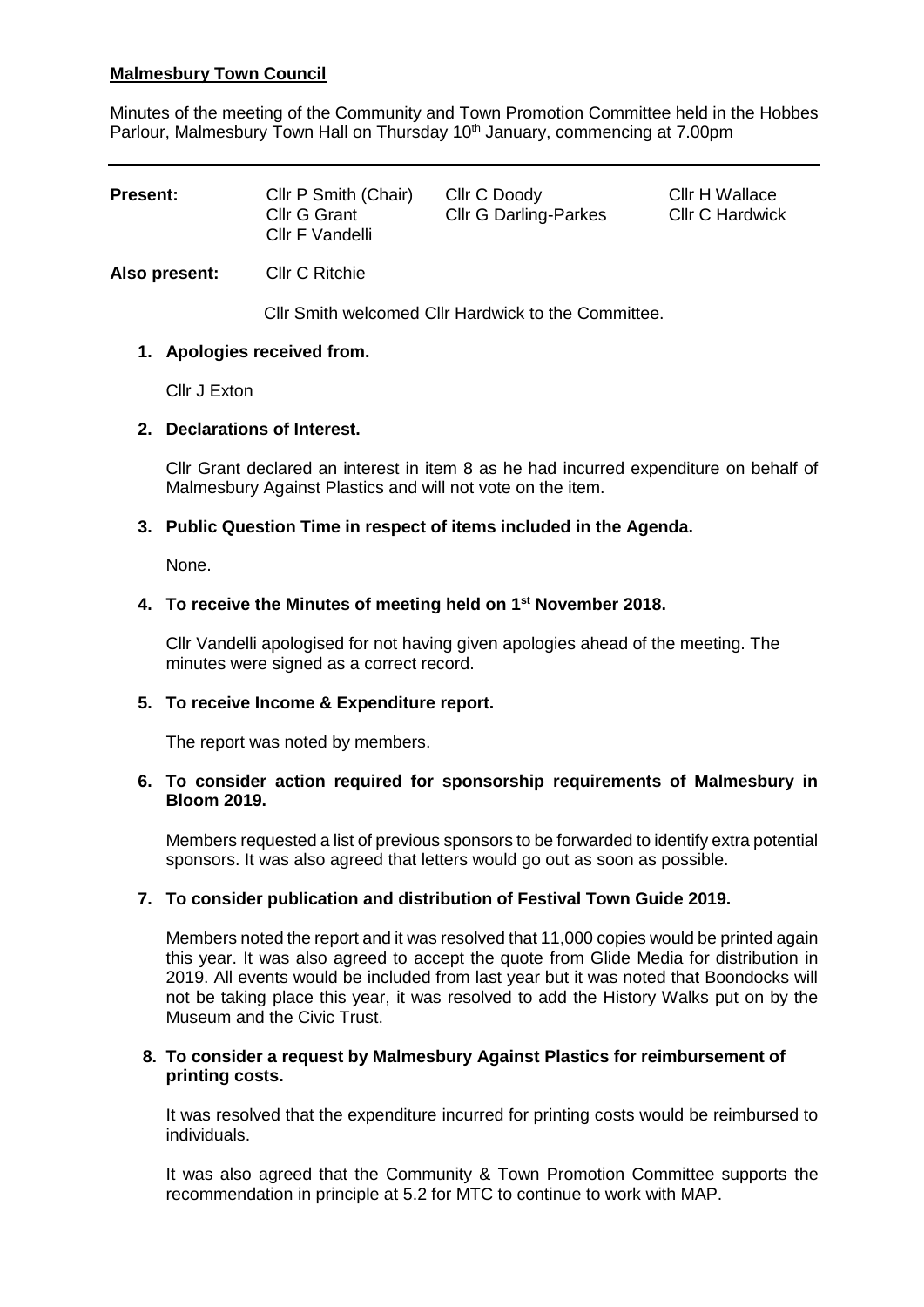**Malmesbury Town Council**

Minutes of the meeting of the Community and Town Promotion Committee held in the Hobbes Parlour, Malmesbury Town Hall on Thursday 10th January, commencing at 7.00pm

| **Present:** | Cllr P Smith (Chair) | Cllr C Doody | Cllr H Wallace |
|---|---|---|---|
| | Cllr G Grant | Cllr G Darling-Parkes | Cllr C Hardwick |
| | Cllr F Vandelli | | |

**Also present:** Cllr C Ritchie

Cllr Smith welcomed Cllr Hardwick to the Committee.

1. **Apologies received from.**

   Cllr J Exton

2. **Declarations of Interest.**

   Cllr Grant declared an interest in item 8 as he had incurred expenditure on behalf of Malmesbury Against Plastics and will not vote on the item.

3. **Public Question Time in respect of items included in the Agenda.**

   None.

4. **To receive the Minutes of meeting held on 1st November 2018.**

   Cllr Vandelli apologised for not having given apologies ahead of the meeting. The minutes were signed as a correct record.

5. **To receive Income & Expenditure report.**

   The report was noted by members.

6. **To consider action required for sponsorship requirements of Malmesbury in Bloom 2019.**

   Members requested a list of previous sponsors to be forwarded to identify extra potential sponsors. It was also agreed that letters would go out as soon as possible.

7. **To consider publication and distribution of Festival Town Guide 2019.**

   Members noted the report and it was resolved that 11,000 copies would be printed again this year. It was also agreed to accept the quote from Glide Media for distribution in 2019. All events would be included from last year but it was noted that Boondocks will not be taking place this year, it was resolved to add the History Walks put on by the Museum and the Civic Trust.

8. **To consider a request by Malmesbury Against Plastics for reimbursement of printing costs.**

   It was resolved that the expenditure incurred for printing costs would be reimbursed to individuals.

   It was also agreed that the Community & Town Promotion Committee supports the recommendation in principle at 5.2 for MTC to continue to work with MAP.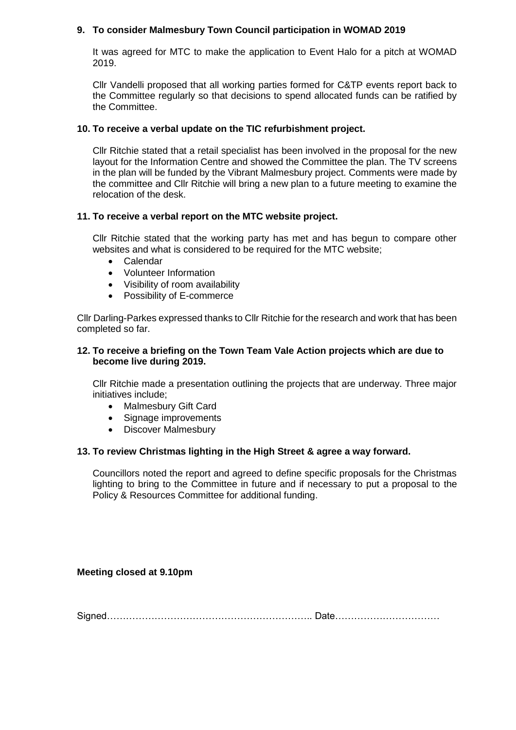**9. To consider Malmesbury Town Council participation in WOMAD 2019**

It was agreed for MTC to make the application to Event Halo for a pitch at WOMAD 2019.

Cllr Vandelli proposed that all working parties formed for C&TP events report back to the Committee regularly so that decisions to spend allocated funds can be ratified by the Committee.

**10. To receive a verbal update on the TIC refurbishment project.**

Cllr Ritchie stated that a retail specialist has been involved in the proposal for the new layout for the Information Centre and showed the Committee the plan. The TV screens in the plan will be funded by the Vibrant Malmesbury project. Comments were made by the committee and Cllr Ritchie will bring a new plan to a future meeting to examine the relocation of the desk.

**11. To receive a verbal report on the MTC website project.**

Cllr Ritchie stated that the working party has met and has begun to compare other websites and what is considered to be required for the MTC website;

- Calendar
- Volunteer Information
- Visibility of room availability
- Possibility of E-commerce

Cllr Darling-Parkes expressed thanks to Cllr Ritchie for the research and work that has been completed so far.

**12. To receive a briefing on the Town Team Vale Action projects which are due to become live during 2019.**

Cllr Ritchie made a presentation outlining the projects that are underway. Three major initiatives include;

- Malmesbury Gift Card
- Signage improvements
- Discover Malmesbury

**13. To review Christmas lighting in the High Street & agree a way forward.**

Councillors noted the report and agreed to define specific proposals for the Christmas lighting to bring to the Committee in future and if necessary to put a proposal to the Policy & Resources Committee for additional funding.

**Meeting closed at 9.10pm**

Signed……………………………………………………….. Date……………………………